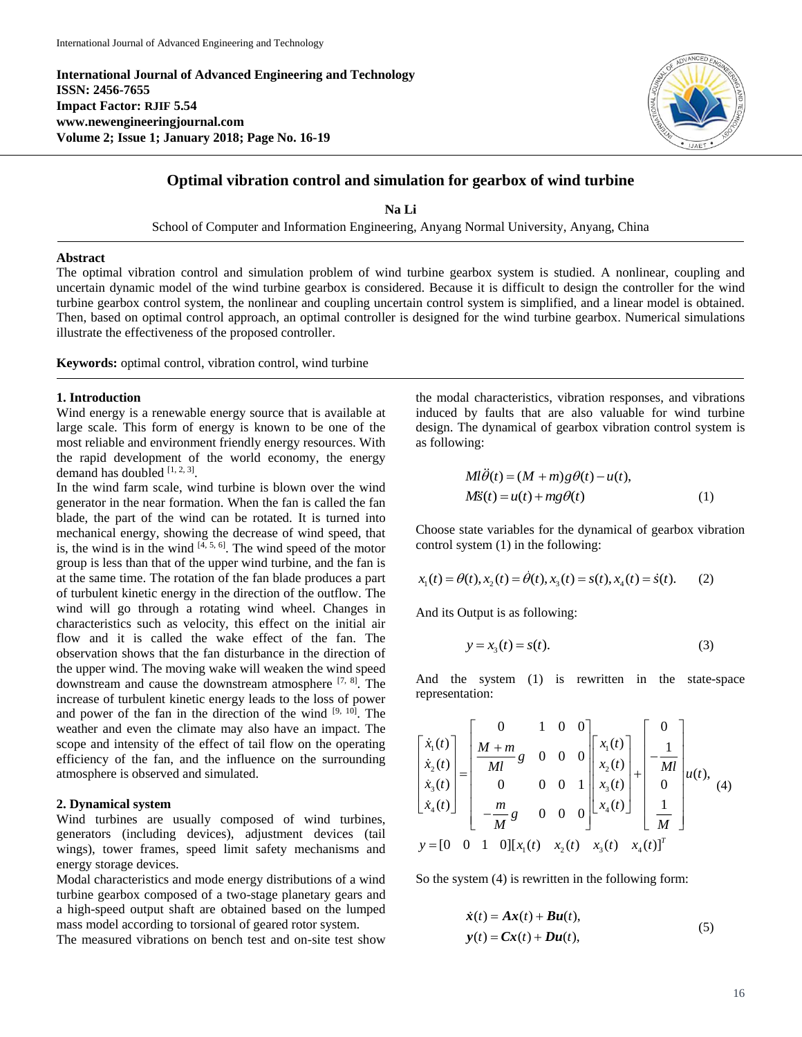# Optimal vibration control and simulation for gearbox of wind turbine

**Na Li**

School of Computer and Information Engineering, Anyang Normal University, Anyang, China

## Abstract

The optimal vibration control and simulation problem of wind turbine gearbox system is studied. A nonlinear, coupling and uncertain dynamic model of the wind turbine gearbox is considered. Because it is difficult to design the controller for the wind turbine gearbox control system, the nonlinear and coupling uncertain control system is simplified, and a linear model is obtained. Then, based on optimal control approach, an optimal controller is designed for the wind turbine gearbox. Numerical simulations illustrate the effectiveness of the proposed controller.

**Keywords:** optimal control, vibration control, wind turbine

## 1. Introduction

Wind energy is a renewable energy source that is available at large scale. This form of energy is known to be one of the most reliable and environment friendly energy resources. With the rapid development of the world economy, the energy demand has doubled [1, 2, 3].

In the wind farm scale, wind turbine is blown over the wind generator in the near formation. When the fan is called the fan blade, the part of the wind can be rotated. It is turned into mechanical energy, showing the decrease of wind speed, that is, the wind is in the wind [4, 5, 6]. The wind speed of the motor group is less than that of the upper wind turbine, and the fan is at the same time. The rotation of the fan blade produces a part of turbulent kinetic energy in the direction of the outflow. The wind will go through a rotating wind wheel. Changes in characteristics such as velocity, this effect on the initial air flow and it is called the wake effect of the fan. The observation shows that the fan disturbance in the direction of the upper wind. The moving wake will weaken the wind speed downstream and cause the downstream atmosphere [7, 8]. The increase of turbulent kinetic energy leads to the loss of power and power of the fan in the direction of the wind [9, 10]. The weather and even the climate may also have an impact. The scope and intensity of the effect of tail flow on the operating efficiency of the fan, and the influence on the surrounding atmosphere is observed and simulated.

## 2. Dynamical system

Wind turbines are usually composed of wind turbines, generators (including devices), adjustment devices (tail wings), tower frames, speed limit safety mechanisms and energy storage devices.

Modal characteristics and mode energy distributions of a wind turbine gearbox composed of a two-stage planetary gears and a high-speed output shaft are obtained based on the lumped mass model according to torsional of geared rotor system.

The measured vibrations on bench test and on-site test show the modal characteristics, vibration responses, and vibrations induced by faults that are also valuable for wind turbine design. The dynamical of gearbox vibration control system is as following:

$$
\begin{aligned}
Ml\ddot{\theta}(t) &= (M+m)g\theta(t) - u(t), \\
M\ddot{s}(t) &= u(t) + mg\theta(t)
\end{aligned}
\tag{1}
$$

Choose state variables for the dynamical of gearbox vibration control system (1) in the following:

$$
x_1(t) = \theta(t), x_2(t) = \dot{\theta}(t), x_3(t) = s(t), x_4(t) = \dot{s}(t). \tag{2}
$$

And its Output is as following:

$$
y = x_3(t) = s(t). \tag{3}
$$

And the system (1) is rewritten in the state-space representation:

$$
\begin{bmatrix} \dot{x}_1(t) \\ \dot{x}_2(t) \\ \dot{x}_3(t) \\ \dot{x}_4(t) \end{bmatrix} = \begin{bmatrix} 0 & 1 & 0 & 0 \\ \dfrac{M+m}{Ml}g & 0 & 0 & 0 \\ 0 & 0 & 0 & 1 \\ -\dfrac{m}{M}g & 0 & 0 & 0 \end{bmatrix} \begin{bmatrix} x_1(t) \\ x_2(t) \\ x_3(t) \\ x_4(t) \end{bmatrix} + \begin{bmatrix} 0 \\ -\dfrac{1}{Ml} \\ 0 \\ \dfrac{1}{M} \end{bmatrix} u(t), \tag{4}
$$

$$
y = [0 \quad 0 \quad 1 \quad 0][x_1(t) \quad x_2(t) \quad x_3(t) \quad x_4(t)]^T
$$

So the system (4) is rewritten in the following form:

$$
\begin{aligned}
\dot{\boldsymbol{x}}(t) &= \boldsymbol{A}\boldsymbol{x}(t) + \boldsymbol{B}\boldsymbol{u}(t), \\
\boldsymbol{y}(t) &= \boldsymbol{C}\boldsymbol{x}(t) + \boldsymbol{D}\boldsymbol{u}(t),
\end{aligned}
\tag{5}
$$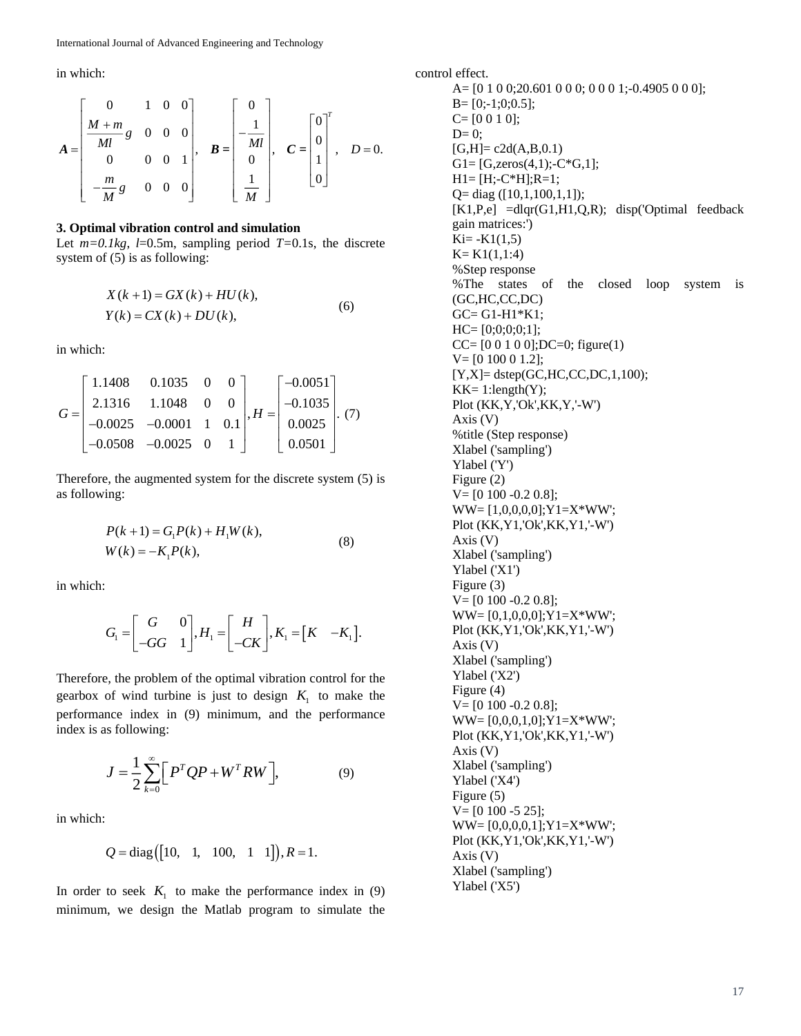in which:

$$
\boldsymbol{A} = \begin{bmatrix} 0 & 1 & 0 & 0 \\ \dfrac{M+m}{Ml}g & 0 & 0 & 0 \\ 0 & 0 & 0 & 1 \\ -\dfrac{m}{M}g & 0 & 0 & 0 \end{bmatrix}, \quad \boldsymbol{B} = \begin{bmatrix} 0 \\ -\dfrac{1}{Ml} \\ 0 \\ \dfrac{1}{M} \end{bmatrix}, \quad \boldsymbol{C} = \begin{bmatrix} 0 \\ 0 \\ 1 \\ 0 \end{bmatrix}^T, \quad D = 0.
$$

### 3. Optimal vibration control and simulation

Let $m=0.1kg$, $l$=0.5m, sampling period $T$=0.1s, the discrete system of (5) is as following:

$$
\begin{aligned} X(k+1) &= GX(k) + HU(k), \\ Y(k) &= CX(k) + DU(k), \end{aligned} \tag{6}
$$

in which:

$$
G = \begin{bmatrix} 1.1408 & 0.1035 & 0 & 0 \\ 2.1316 & 1.1048 & 0 & 0 \\ -0.0025 & -0.0001 & 1 & 0.1 \\ -0.0508 & -0.0025 & 0 & 1 \end{bmatrix}, H = \begin{bmatrix} -0.0051 \\ -0.1035 \\ 0.0025 \\ 0.0501 \end{bmatrix}. \tag{7}
$$

Therefore, the augmented system for the discrete system (5) is as following:

$$
\begin{aligned} P(k+1) &= G_1 P(k) + H_1 W(k), \\ W(k) &= -K_1 P(k), \end{aligned} \tag{8}
$$

in which:

$$
G_1 = \begin{bmatrix} G & 0 \\ -GG & 1 \end{bmatrix}, H_1 = \begin{bmatrix} H \\ -CK \end{bmatrix}, K_1 = \begin{bmatrix} K & -K_1 \end{bmatrix}.
$$

Therefore, the problem of the optimal vibration control for the gearbox of wind turbine is just to design $K_1$ to make the performance index in (9) minimum, and the performance index is as following:

$$
J = \frac{1}{2}\sum_{k=0}^{\infty}\left[P^T Q P + W^T R W\right], \tag{9}
$$

in which:

$$
Q = \text{diag}\left(\begin{bmatrix} 10, & 1, & 100, & 1 & 1 \end{bmatrix}\right), R = 1.
$$

In order to seek $K_1$ to make the performance index in (9) minimum, we design the Matlab program to simulate the control effect.

```
A= [0 1 0 0;20.601 0 0 0; 0 0 0 1;-0.4905 0 0 0];
B= [0;-1;0;0.5];
C= [0 0 1 0];
D= 0;
[G,H]= c2d(A,B,0.1)
G1= [G,zeros(4,1);-C*G,1];
H1= [H;-C*H];R=1;
Q= diag ([10,1,100,1,1]);
[K1,P,e] =dlqr(G1,H1,Q,R); disp('Optimal feedback gain matrices:')
Ki= -K1(1,5)
K= K1(1,1:4)
%Step response
%The states of the closed loop system is (GC,HC,CC,DC)
GC= G1-H1*K1;
HC= [0;0;0;0;1];
CC= [0 0 1 0 0];DC=0; figure(1)
V= [0 100 0 1.2];
[Y,X]= dstep(GC,HC,CC,DC,1,100);
KK= 1:length(Y);
Plot (KK,Y,'Ok',KK,Y,'-W')
Axis (V)
%title (Step response)
Xlabel ('sampling')
Ylabel ('Y')
Figure (2)
V= [0 100 -0.2 0.8];
WW= [1,0,0,0,0];Y1=X*WW';
Plot (KK,Y1,'Ok',KK,Y1,'-W')
Axis (V)
Xlabel ('sampling')
Ylabel ('X1')
Figure (3)
V= [0 100 -0.2 0.8];
WW= [0,1,0,0,0];Y1=X*WW';
Plot (KK,Y1,'Ok',KK,Y1,'-W')
Axis (V)
Xlabel ('sampling')
Ylabel ('X2')
Figure (4)
V= [0 100 -0.2 0.8];
WW= [0,0,0,1,0];Y1=X*WW';
Plot (KK,Y1,'Ok',KK,Y1,'-W')
Axis (V)
Xlabel ('sampling')
Ylabel ('X4')
Figure (5)
V= [0 100 -5 25];
WW= [0,0,0,0,1];Y1=X*WW';
Plot (KK,Y1,'Ok',KK,Y1,'-W')
Axis (V)
Xlabel ('sampling')
Ylabel ('X5')
```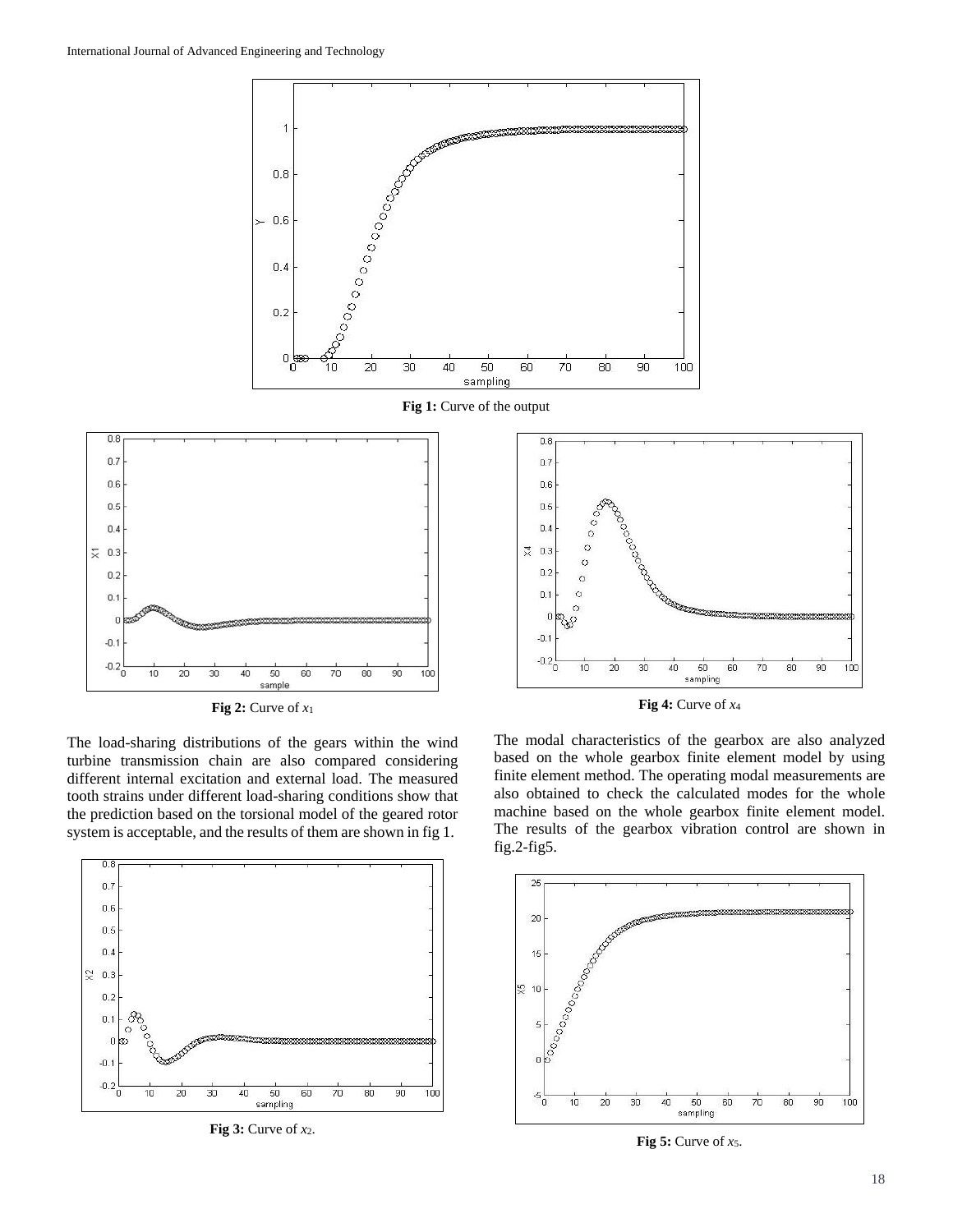Fig 1: Curve of the output

Fig 2: Curve of $x_1$

Fig 4: Curve of $x_4$

The load-sharing distributions of the gears within the wind turbine transmission chain are also compared considering different internal excitation and external load. The measured tooth strains under different load-sharing conditions show that the prediction based on the torsional model of the geared rotor system is acceptable, and the results of them are shown in fig 1.

The modal characteristics of the gearbox are also analyzed based on the whole gearbox finite element model by using finite element method. The operating modal measurements are also obtained to check the calculated modes for the whole machine based on the whole gearbox finite element model. The results of the gearbox vibration control are shown in fig.2-fig5.

Fig 3: Curve of $x_2$.

Fig 5: Curve of $x_5$.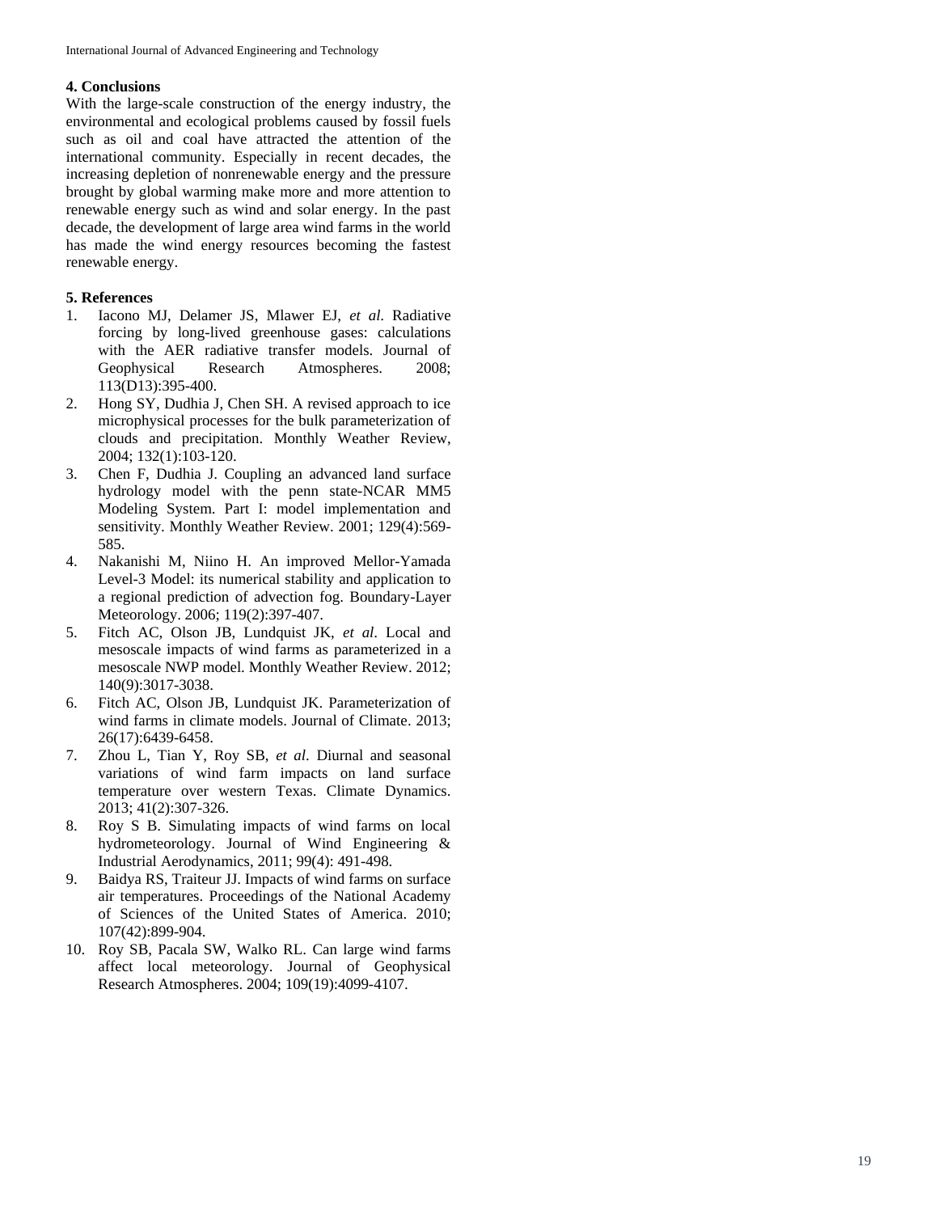## 4. Conclusions

With the large-scale construction of the energy industry, the environmental and ecological problems caused by fossil fuels such as oil and coal have attracted the attention of the international community. Especially in recent decades, the increasing depletion of nonrenewable energy and the pressure brought by global warming make more and more attention to renewable energy such as wind and solar energy. In the past decade, the development of large area wind farms in the world has made the wind energy resources becoming the fastest renewable energy.

## 5. References

1. Iacono MJ, Delamer JS, Mlawer EJ, *et al*. Radiative forcing by long-lived greenhouse gases: calculations with the AER radiative transfer models. Journal of Geophysical Research Atmospheres. 2008; 113(D13):395-400.
2. Hong SY, Dudhia J, Chen SH. A revised approach to ice microphysical processes for the bulk parameterization of clouds and precipitation. Monthly Weather Review, 2004; 132(1):103-120.
3. Chen F, Dudhia J. Coupling an advanced land surface hydrology model with the penn state-NCAR MM5 Modeling System. Part I: model implementation and sensitivity. Monthly Weather Review. 2001; 129(4):569-585.
4. Nakanishi M, Niino H. An improved Mellor-Yamada Level-3 Model: its numerical stability and application to a regional prediction of advection fog. Boundary-Layer Meteorology. 2006; 119(2):397-407.
5. Fitch AC, Olson JB, Lundquist JK, *et al*. Local and mesoscale impacts of wind farms as parameterized in a mesoscale NWP model. Monthly Weather Review. 2012; 140(9):3017-3038.
6. Fitch AC, Olson JB, Lundquist JK. Parameterization of wind farms in climate models. Journal of Climate. 2013; 26(17):6439-6458.
7. Zhou L, Tian Y, Roy SB, *et al*. Diurnal and seasonal variations of wind farm impacts on land surface temperature over western Texas. Climate Dynamics. 2013; 41(2):307-326.
8. Roy S B. Simulating impacts of wind farms on local hydrometeorology. Journal of Wind Engineering & Industrial Aerodynamics, 2011; 99(4): 491-498.
9. Baidya RS, Traiteur JJ. Impacts of wind farms on surface air temperatures. Proceedings of the National Academy of Sciences of the United States of America. 2010; 107(42):899-904.
10. Roy SB, Pacala SW, Walko RL. Can large wind farms affect local meteorology. Journal of Geophysical Research Atmospheres. 2004; 109(19):4099-4107.